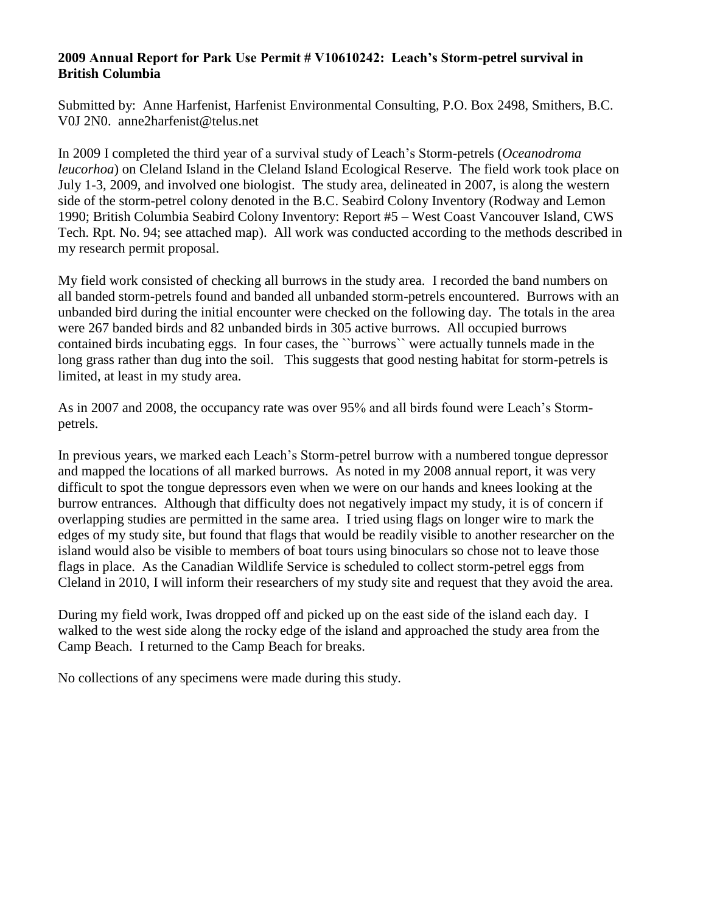**2009 Annual Report for Park Use Permit # V10610242: Leach's Storm-petrel survival in British Columbia**

Submitted by: Anne Harfenist, Harfenist Environmental Consulting, P.O. Box 2498, Smithers, B.C. V0J 2N0. anne2harfenist@telus.net

In 2009 I completed the third year of a survival study of Leach's Storm-petrels (*Oceanodroma leucorhoa*) on Cleland Island in the Cleland Island Ecological Reserve. The field work took place on July 1-3, 2009, and involved one biologist. The study area, delineated in 2007, is along the western side of the storm-petrel colony denoted in the B.C. Seabird Colony Inventory (Rodway and Lemon 1990; British Columbia Seabird Colony Inventory: Report #5 – West Coast Vancouver Island, CWS Tech. Rpt. No. 94; see attached map). All work was conducted according to the methods described in my research permit proposal.

My field work consisted of checking all burrows in the study area. I recorded the band numbers on all banded storm-petrels found and banded all unbanded storm-petrels encountered. Burrows with an unbanded bird during the initial encounter were checked on the following day. The totals in the area were 267 banded birds and 82 unbanded birds in 305 active burrows. All occupied burrows contained birds incubating eggs. In four cases, the ``burrows`` were actually tunnels made in the long grass rather than dug into the soil. This suggests that good nesting habitat for storm-petrels is limited, at least in my study area.

As in 2007 and 2008, the occupancy rate was over 95% and all birds found were Leach's Storm-petrels.

In previous years, we marked each Leach's Storm-petrel burrow with a numbered tongue depressor and mapped the locations of all marked burrows. As noted in my 2008 annual report, it was very difficult to spot the tongue depressors even when we were on our hands and knees looking at the burrow entrances. Although that difficulty does not negatively impact my study, it is of concern if overlapping studies are permitted in the same area. I tried using flags on longer wire to mark the edges of my study site, but found that flags that would be readily visible to another researcher on the island would also be visible to members of boat tours using binoculars so chose not to leave those flags in place. As the Canadian Wildlife Service is scheduled to collect storm-petrel eggs from Cleland in 2010, I will inform their researchers of my study site and request that they avoid the area.

During my field work, Iwas dropped off and picked up on the east side of the island each day. I walked to the west side along the rocky edge of the island and approached the study area from the Camp Beach. I returned to the Camp Beach for breaks.

No collections of any specimens were made during this study.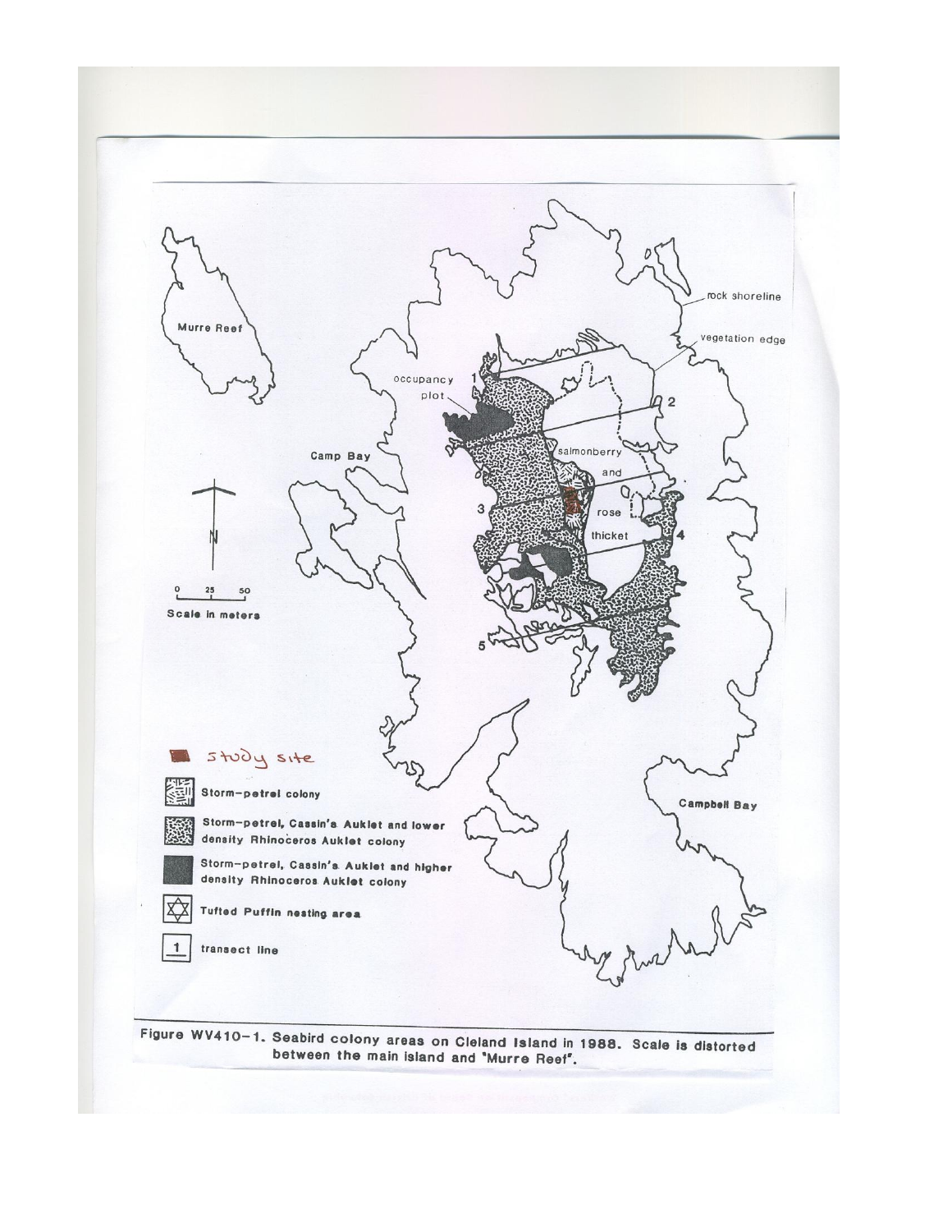Murre Reef

occupancy plot

Camp Bay

salmonberry and rose thicket

rock shoreline

vegetation edge

1

2

3

4

5

N

0 25 50

Scale in meters

Campbell Bay

study site

Storm-petrel colony

Storm-petrel, Cassin's Auklet and lower density Rhinoceros Auklet colony

Storm-petrel, Cassin's Auklet and higher density Rhinoceros Auklet colony

Tufted Puffin nesting area

1 transect line

Figure WV410-1. Seabird colony areas on Cleland Island in 1988. Scale is distorted between the main island and "Murre Reef".